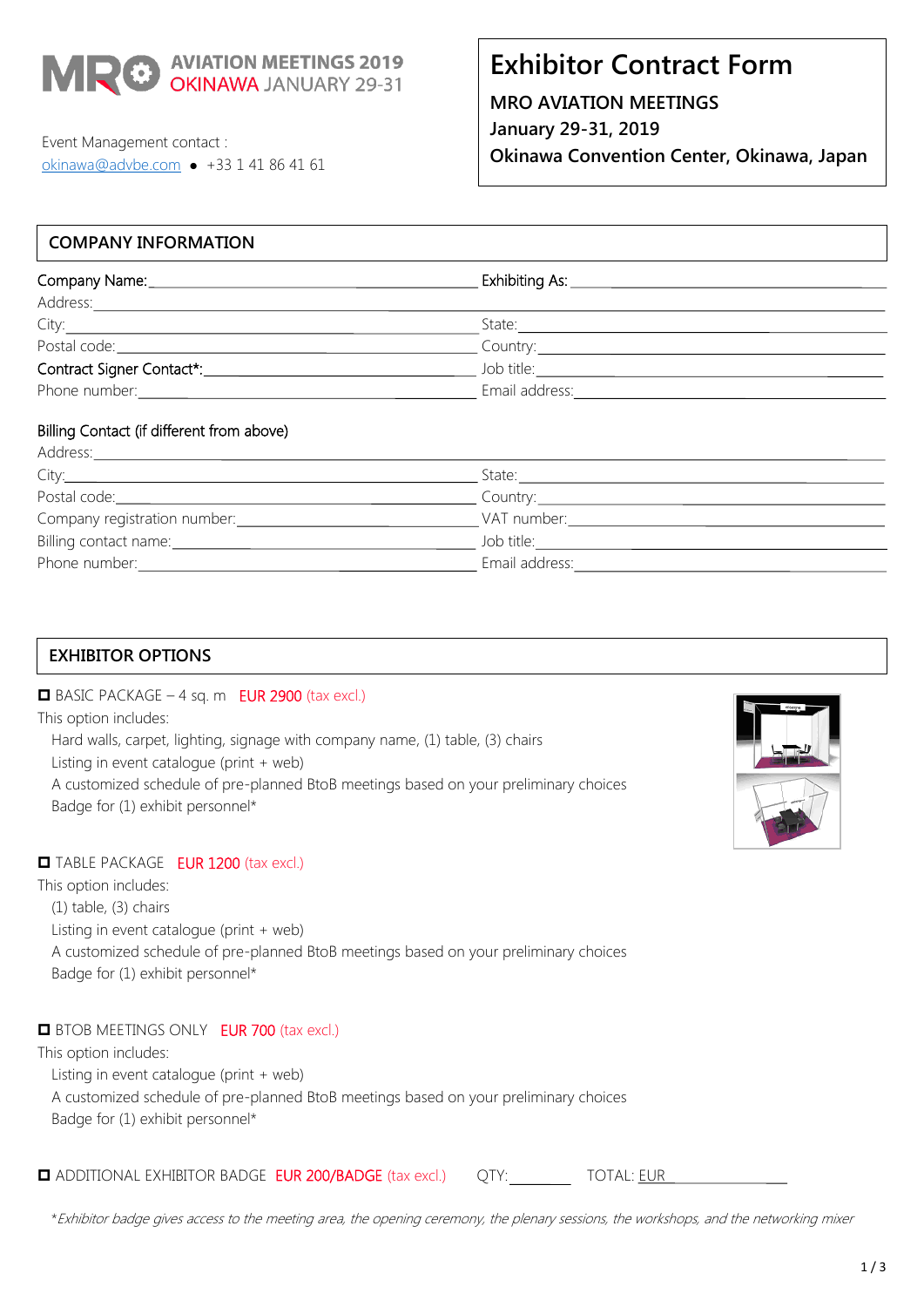MRO AVIATION MEETINGS 2019 OKINAWA JANUARY 29-31

Event Management contact :
okinawa@advbe.com • +33 1 41 86 41 61

# Exhibitor Contract Form

**MRO AVIATION MEETINGS**
**January 29-31, 2019**
**Okinawa Convention Center, Okinawa, Japan**

## COMPANY INFORMATION

Company Name:\_\_\_\_\_\_\_\_\_\_\_\_\_\_\_\_\_\_\_\_\_\_\_\_\_\_\_\_\_\_ Exhibiting As:\_\_\_\_\_\_\_\_\_\_\_\_\_\_\_\_\_\_\_\_\_\_\_\_\_\_\_\_\_\_

Address:\_\_\_\_\_\_\_\_\_\_\_\_\_\_\_\_\_\_\_\_\_\_\_\_\_\_\_\_\_\_\_\_\_\_\_\_\_\_\_\_\_\_\_\_\_\_\_\_\_\_\_\_\_\_\_\_\_\_

City:\_\_\_\_\_\_\_\_\_\_\_\_\_\_\_\_\_\_\_\_\_\_\_\_\_\_\_\_\_\_ State:\_\_\_\_\_\_\_\_\_\_\_\_\_\_\_\_\_\_\_\_\_\_\_\_\_\_\_\_\_\_

Postal code:\_\_\_\_\_\_\_\_\_\_\_\_\_\_\_\_\_\_\_\_\_\_\_\_\_\_\_\_\_\_ Country:\_\_\_\_\_\_\_\_\_\_\_\_\_\_\_\_\_\_\_\_\_\_\_\_\_\_\_\_\_\_

Contract Signer Contact*:\_\_\_\_\_\_\_\_\_\_\_\_\_\_\_\_\_\_\_\_\_\_\_\_\_\_\_\_\_\_ Job title:\_\_\_\_\_\_\_\_\_\_\_\_\_\_\_\_\_\_\_\_\_\_\_\_\_\_\_\_\_\_

Phone number:\_\_\_\_\_\_\_\_\_\_\_\_\_\_\_\_\_\_\_\_\_\_\_\_\_\_\_\_\_\_ Email address:\_\_\_\_\_\_\_\_\_\_\_\_\_\_\_\_\_\_\_\_\_\_\_\_\_\_\_\_\_\_

Billing Contact (if different from above)

Address:\_\_\_\_\_\_\_\_\_\_\_\_\_\_\_\_\_\_\_\_\_\_\_\_\_\_\_\_\_\_\_\_\_\_\_\_\_\_\_\_\_\_\_\_\_\_\_\_\_\_\_\_\_\_\_\_\_\_

City:\_\_\_\_\_\_\_\_\_\_\_\_\_\_\_\_\_\_\_\_\_\_\_\_\_\_\_\_\_\_ State:\_\_\_\_\_\_\_\_\_\_\_\_\_\_\_\_\_\_\_\_\_\_\_\_\_\_\_\_\_\_

Postal code:\_\_\_\_\_\_\_\_\_\_\_\_\_\_\_\_\_\_\_\_\_\_\_\_\_\_\_\_\_\_ Country:\_\_\_\_\_\_\_\_\_\_\_\_\_\_\_\_\_\_\_\_\_\_\_\_\_\_\_\_\_\_

Company registration number:\_\_\_\_\_\_\_\_\_\_\_\_\_\_\_\_\_\_\_\_\_\_\_\_\_\_\_\_\_\_ VAT number:\_\_\_\_\_\_\_\_\_\_\_\_\_\_\_\_\_\_\_\_\_\_\_\_\_\_\_\_\_\_

Billing contact name:\_\_\_\_\_\_\_\_\_\_\_\_\_\_\_\_\_\_\_\_\_\_\_\_\_\_\_\_\_\_ Job title:\_\_\_\_\_\_\_\_\_\_\_\_\_\_\_\_\_\_\_\_\_\_\_\_\_\_\_\_\_\_

Phone number:\_\_\_\_\_\_\_\_\_\_\_\_\_\_\_\_\_\_\_\_\_\_\_\_\_\_\_\_\_\_ Email address:\_\_\_\_\_\_\_\_\_\_\_\_\_\_\_\_\_\_\_\_\_\_\_\_\_\_\_\_\_\_

## EXHIBITOR OPTIONS

☐ BASIC PACKAGE – 4 sq. m EUR 2900 (tax excl.)

This option includes:

- Hard walls, carpet, lighting, signage with company name, (1) table, (3) chairs
- Listing in event catalogue (print + web)
- A customized schedule of pre-planned BtoB meetings based on your preliminary choices
- Badge for (1) exhibit personnel*

☐ TABLE PACKAGE EUR 1200 (tax excl.)

This option includes:

- (1) table, (3) chairs
- Listing in event catalogue (print + web)
- A customized schedule of pre-planned BtoB meetings based on your preliminary choices
- Badge for (1) exhibit personnel*

☐ BTOB MEETINGS ONLY EUR 700 (tax excl.)

This option includes:

- Listing in event catalogue (print + web)
- A customized schedule of pre-planned BtoB meetings based on your preliminary choices
- Badge for (1) exhibit personnel*

☐ ADDITIONAL EXHIBITOR BADGE EUR 200/BADGE (tax excl.) QTY:\_\_\_\_\_\_\_\_ TOTAL: EUR\_\_\_\_\_\_\_\_\_\_\_\_\_\_\_\_

*\*Exhibitor badge gives access to the meeting area, the opening ceremony, the plenary sessions, the workshops, and the networking mixer*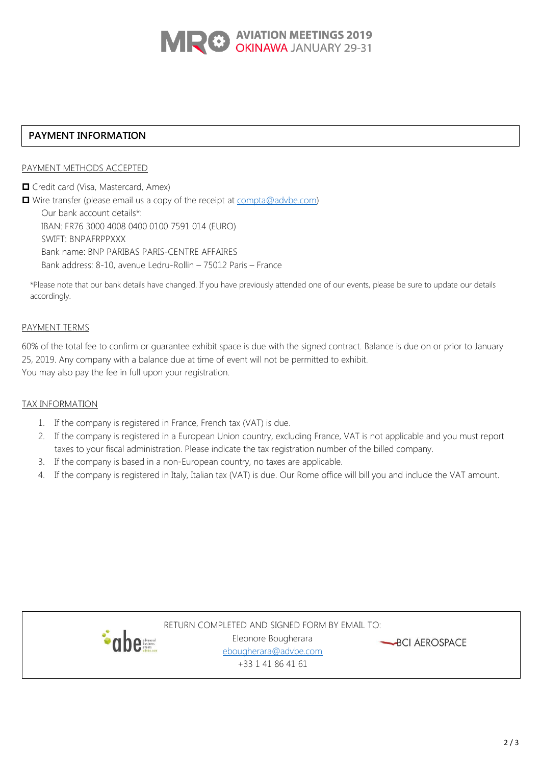MRO AVIATION MEETINGS 2019
OKINAWA JANUARY 29-31

## PAYMENT INFORMATION

PAYMENT METHODS ACCEPTED

- ☐ Credit card (Visa, Mastercard, Amex)
- ☐ Wire transfer (please email us a copy of the receipt at compta@advbe.com)

  Our bank account details*:
  IBAN: FR76 3000 4008 0400 0100 7591 014 (EURO)
  SWIFT: BNPAFRPPXXX
  Bank name: BNP PARIBAS PARIS-CENTRE AFFAIRES
  Bank address: 8-10, avenue Ledru-Rollin – 75012 Paris – France

*Please note that our bank details have changed. If you have previously attended one of our events, please be sure to update our details accordingly.

PAYMENT TERMS

60% of the total fee to confirm or guarantee exhibit space is due with the signed contract. Balance is due on or prior to January 25, 2019. Any company with a balance due at time of event will not be permitted to exhibit.
You may also pay the fee in full upon your registration.

TAX INFORMATION

1. If the company is registered in France, French tax (VAT) is due.
2. If the company is registered in a European Union country, excluding France, VAT is not applicable and you must report taxes to your fiscal administration. Please indicate the tax registration number of the billed company.
3. If the company is based in a non-European country, no taxes are applicable.
4. If the company is registered in Italy, Italian tax (VAT) is due. Our Rome office will bill you and include the VAT amount.

RETURN COMPLETED AND SIGNED FORM BY EMAIL TO:
Eleonore Bougherara
ebougherara@advbe.com
+33 1 41 86 41 61

abe advanced business events advbe.com

BCI AEROSPACE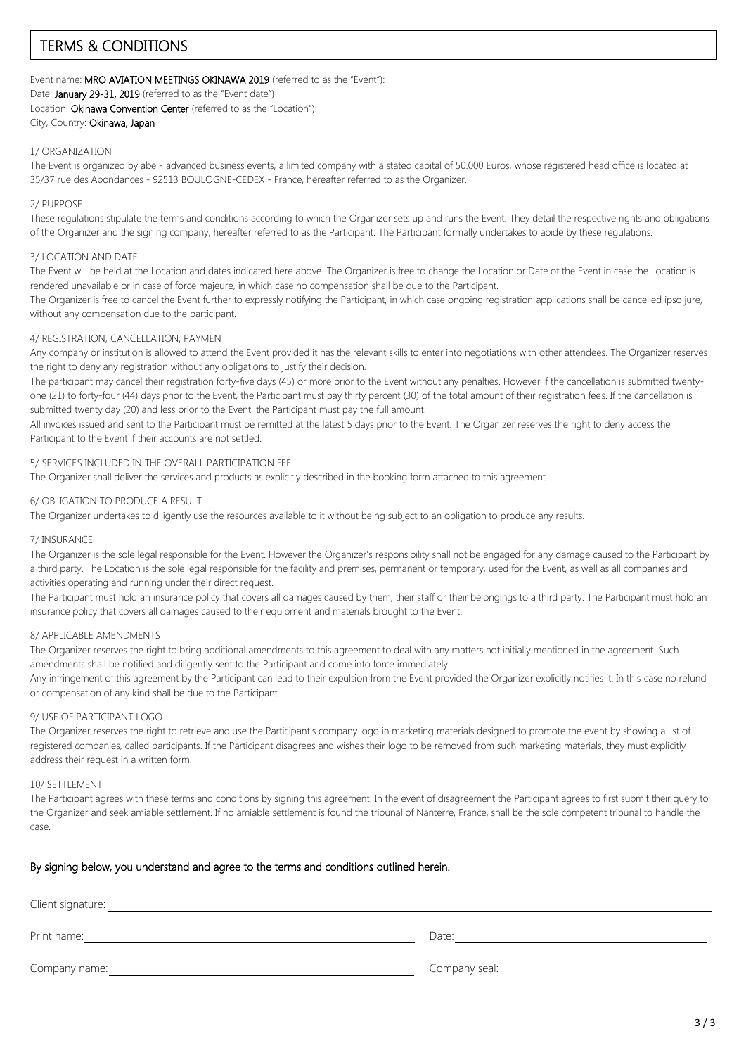# TERMS & CONDITIONS

Event name: **MRO AVIATION MEETINGS OKINAWA 2019** (referred to as the "Event"):
Date: **January 29-31, 2019** (referred to as the "Event date")
Location: **Okinawa Convention Center** (referred to as the "Location"):
City, Country: **Okinawa, Japan**

## 1/ ORGANIZATION

The Event is organized by abe - advanced business events, a limited company with a stated capital of 50.000 Euros, whose registered head office is located at 35/37 rue des Abondances - 92513 BOULOGNE-CEDEX - France, hereafter referred to as the Organizer.

## 2/ PURPOSE

These regulations stipulate the terms and conditions according to which the Organizer sets up and runs the Event. They detail the respective rights and obligations of the Organizer and the signing company, hereafter referred to as the Participant. The Participant formally undertakes to abide by these regulations.

## 3/ LOCATION AND DATE

The Event will be held at the Location and dates indicated here above. The Organizer is free to change the Location or Date of the Event in case the Location is rendered unavailable or in case of force majeure, in which case no compensation shall be due to the Participant.

The Organizer is free to cancel the Event further to expressly notifying the Participant, in which case ongoing registration applications shall be cancelled ipso jure, without any compensation due to the participant.

## 4/ REGISTRATION, CANCELLATION, PAYMENT

Any company or institution is allowed to attend the Event provided it has the relevant skills to enter into negotiations with other attendees. The Organizer reserves the right to deny any registration without any obligations to justify their decision.

The participant may cancel their registration forty-five days (45) or more prior to the Event without any penalties. However if the cancellation is submitted twenty-one (21) to forty-four (44) days prior to the Event, the Participant must pay thirty percent (30) of the total amount of their registration fees. If the cancellation is submitted twenty day (20) and less prior to the Event, the Participant must pay the full amount.

All invoices issued and sent to the Participant must be remitted at the latest 5 days prior to the Event. The Organizer reserves the right to deny access the Participant to the Event if their accounts are not settled.

## 5/ SERVICES INCLUDED IN THE OVERALL PARTICIPATION FEE

The Organizer shall deliver the services and products as explicitly described in the booking form attached to this agreement.

## 6/ OBLIGATION TO PRODUCE A RESULT

The Organizer undertakes to diligently use the resources available to it without being subject to an obligation to produce any results.

## 7/ INSURANCE

The Organizer is the sole legal responsible for the Event. However the Organizer's responsibility shall not be engaged for any damage caused to the Participant by a third party. The Location is the sole legal responsible for the facility and premises, permanent or temporary, used for the Event, as well as all companies and activities operating and running under their direct request.

The Participant must hold an insurance policy that covers all damages caused by them, their staff or their belongings to a third party. The Participant must hold an insurance policy that covers all damages caused to their equipment and materials brought to the Event.

## 8/ APPLICABLE AMENDMENTS

The Organizer reserves the right to bring additional amendments to this agreement to deal with any matters not initially mentioned in the agreement. Such amendments shall be notified and diligently sent to the Participant and come into force immediately.

Any infringement of this agreement by the Participant can lead to their expulsion from the Event provided the Organizer explicitly notifies it. In this case no refund or compensation of any kind shall be due to the Participant.

## 9/ USE OF PARTICIPANT LOGO

The Organizer reserves the right to retrieve and use the Participant's company logo in marketing materials designed to promote the event by showing a list of registered companies, called participants. If the Participant disagrees and wishes their logo to be removed from such marketing materials, they must explicitly address their request in a written form.

## 10/ SETTLEMENT

The Participant agrees with these terms and conditions by signing this agreement. In the event of disagreement the Participant agrees to first submit their query to the Organizer and seek amiable settlement. If no amiable settlement is found the tribunal of Nanterre, France, shall be the sole competent tribunal to handle the case.

**By signing below, you understand and agree to the terms and conditions outlined herein.**

Client signature: ______________________________

Print name: ______________________________ Date: ______________________________

Company name: ______________________________ Company seal: